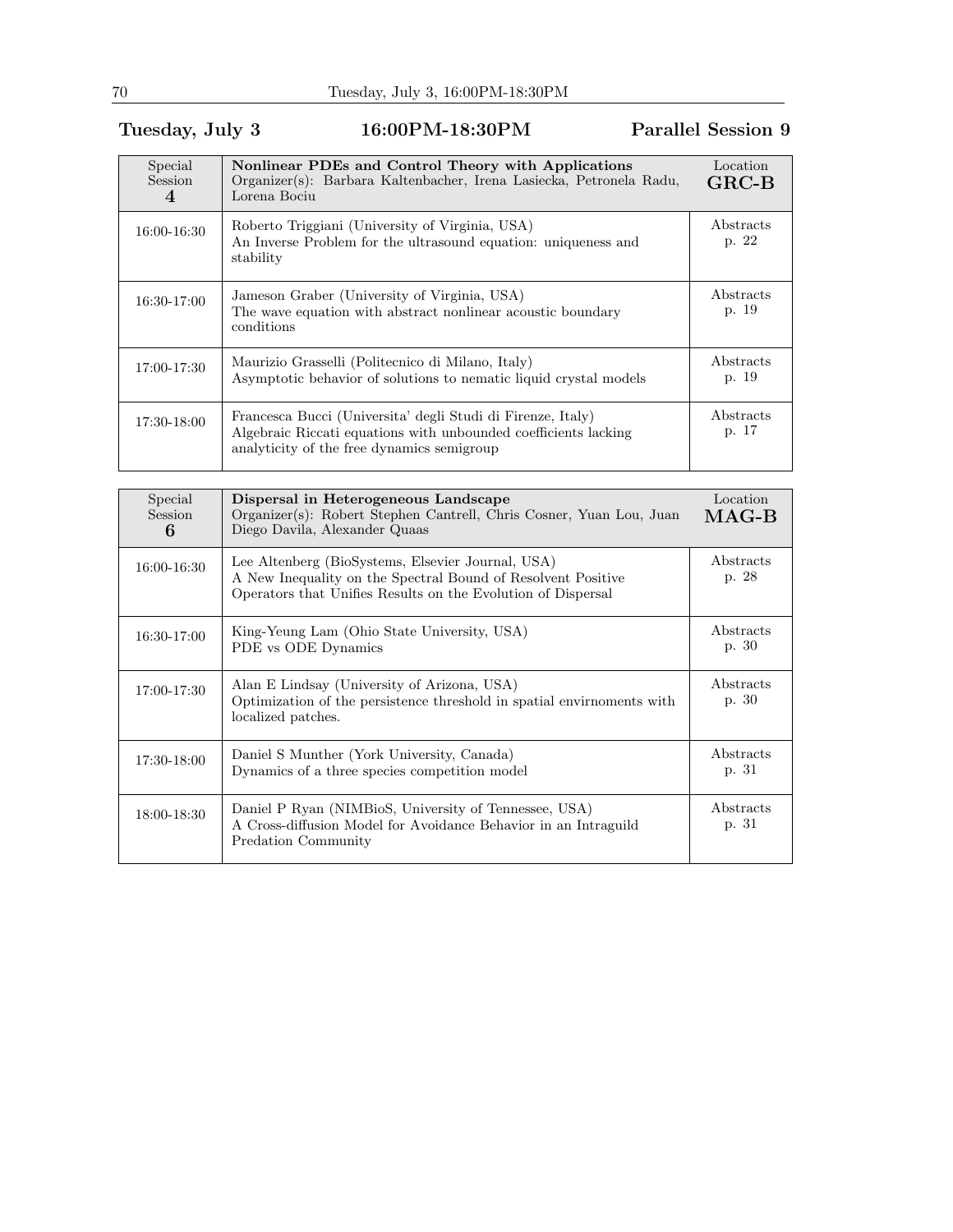## Tuesday, July 3 — 16:00PM-18:30PM — Parallel Session 9

| Special Session 4 | **Nonlinear PDEs and Control Theory with Applications** Organizer(s): Barbara Kaltenbacher, Irena Lasiecka, Petronela Radu, Lorena Bociu | Location **GRC-B** |
| --- | --- | --- |
| 16:00-16:30 | Roberto Triggiani (University of Virginia, USA) An Inverse Problem for the ultrasound equation: uniqueness and stability | Abstracts p. 22 |
| 16:30-17:00 | Jameson Graber (University of Virginia, USA) The wave equation with abstract nonlinear acoustic boundary conditions | Abstracts p. 19 |
| 17:00-17:30 | Maurizio Grasselli (Politecnico di Milano, Italy) Asymptotic behavior of solutions to nematic liquid crystal models | Abstracts p. 19 |
| 17:30-18:00 | Francesca Bucci (Universita' degli Studi di Firenze, Italy) Algebraic Riccati equations with unbounded coefficients lacking analyticity of the free dynamics semigroup | Abstracts p. 17 |

| Special Session 6 | **Dispersal in Heterogeneous Landscape** Organizer(s): Robert Stephen Cantrell, Chris Cosner, Yuan Lou, Juan Diego Davila, Alexander Quaas | Location **MAG-B** |
| --- | --- | --- |
| 16:00-16:30 | Lee Altenberg (BioSystems, Elsevier Journal, USA) A New Inequality on the Spectral Bound of Resolvent Positive Operators that Unifies Results on the Evolution of Dispersal | Abstracts p. 28 |
| 16:30-17:00 | King-Yeung Lam (Ohio State University, USA) PDE vs ODE Dynamics | Abstracts p. 30 |
| 17:00-17:30 | Alan E Lindsay (University of Arizona, USA) Optimization of the persistence threshold in spatial envirnoments with localized patches. | Abstracts p. 30 |
| 17:30-18:00 | Daniel S Munther (York University, Canada) Dynamics of a three species competition model | Abstracts p. 31 |
| 18:00-18:30 | Daniel P Ryan (NIMBioS, University of Tennessee, USA) A Cross-diffusion Model for Avoidance Behavior in an Intraguild Predation Community | Abstracts p. 31 |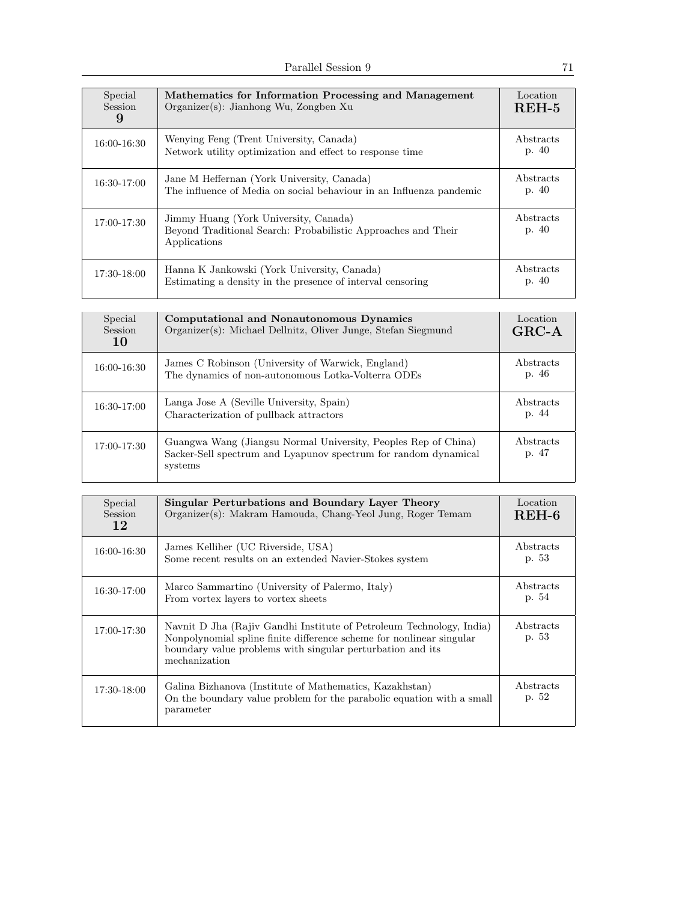| Special Session 9 | **Mathematics for Information Processing and Management** Organizer(s): Jianhong Wu, Zongben Xu | Location **REH-5** |
| --- | --- | --- |
| 16:00-16:30 | Wenying Feng (Trent University, Canada) Network utility optimization and effect to response time | Abstracts p. 40 |
| 16:30-17:00 | Jane M Heffernan (York University, Canada) The influence of Media on social behaviour in an Influenza pandemic | Abstracts p. 40 |
| 17:00-17:30 | Jimmy Huang (York University, Canada) Beyond Traditional Search: Probabilistic Approaches and Their Applications | Abstracts p. 40 |
| 17:30-18:00 | Hanna K Jankowski (York University, Canada) Estimating a density in the presence of interval censoring | Abstracts p. 40 |

| Special Session 10 | **Computational and Nonautonomous Dynamics** Organizer(s): Michael Dellnitz, Oliver Junge, Stefan Siegmund | Location **GRC-A** |
| --- | --- | --- |
| 16:00-16:30 | James C Robinson (University of Warwick, England) The dynamics of non-autonomous Lotka-Volterra ODEs | Abstracts p. 46 |
| 16:30-17:00 | Langa Jose A (Seville University, Spain) Characterization of pullback attractors | Abstracts p. 44 |
| 17:00-17:30 | Guangwa Wang (Jiangsu Normal University, Peoples Rep of China) Sacker-Sell spectrum and Lyapunov spectrum for random dynamical systems | Abstracts p. 47 |

| Special Session 12 | **Singular Perturbations and Boundary Layer Theory** Organizer(s): Makram Hamouda, Chang-Yeol Jung, Roger Temam | Location **REH-6** |
| --- | --- | --- |
| 16:00-16:30 | James Kelliher (UC Riverside, USA) Some recent results on an extended Navier-Stokes system | Abstracts p. 53 |
| 16:30-17:00 | Marco Sammartino (University of Palermo, Italy) From vortex layers to vortex sheets | Abstracts p. 54 |
| 17:00-17:30 | Navnit D Jha (Rajiv Gandhi Institute of Petroleum Technology, India) Nonpolynomial spline finite difference scheme for nonlinear singular boundary value problems with singular perturbation and its mechanization | Abstracts p. 53 |
| 17:30-18:00 | Galina Bizhanova (Institute of Mathematics, Kazakhstan) On the boundary value problem for the parabolic equation with a small parameter | Abstracts p. 52 |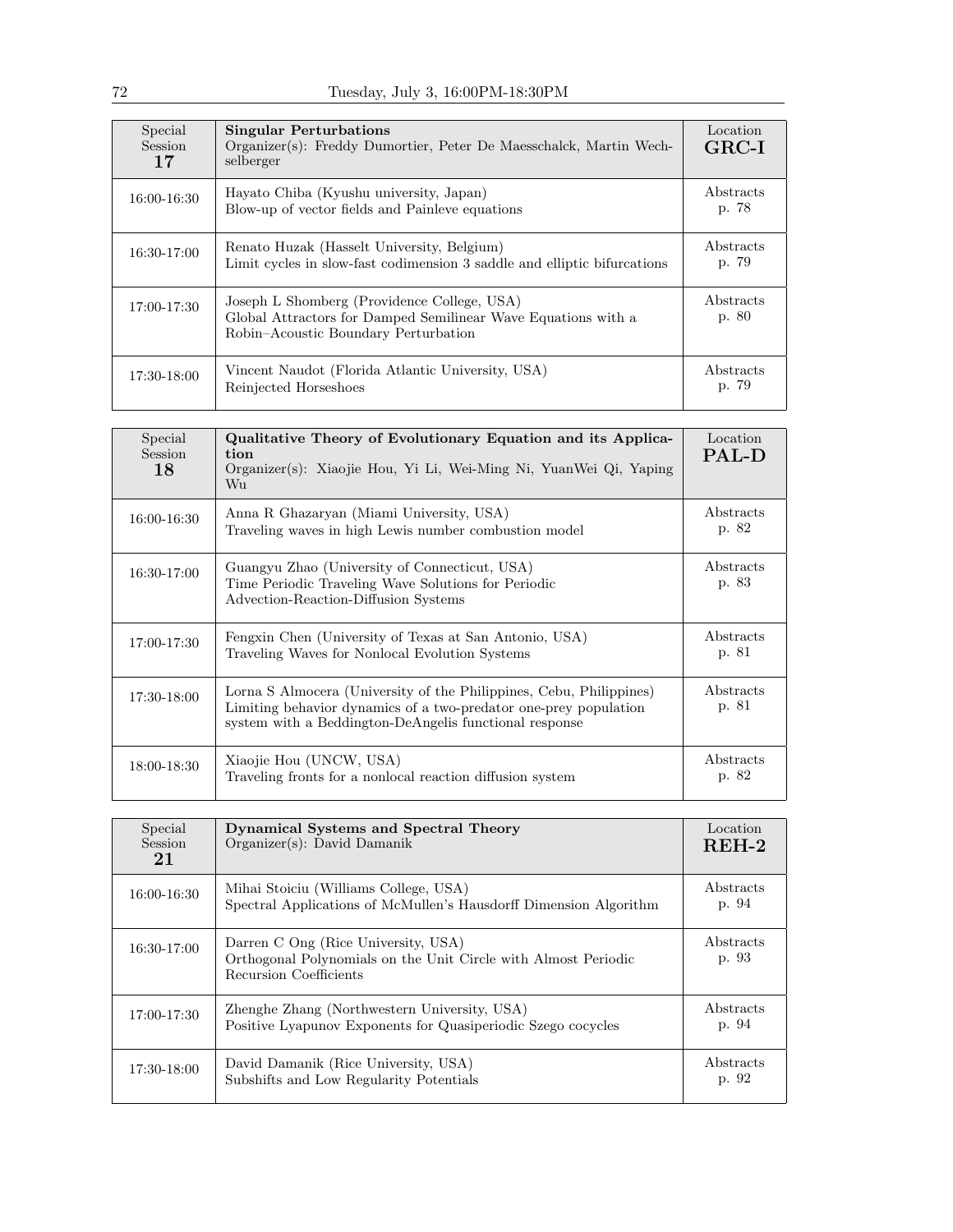| Special Session 17 | **Singular Perturbations** Organizer(s): Freddy Dumortier, Peter De Maesschalck, Martin Wechselberger | Location **GRC-I** |
|---|---|---|
| 16:00-16:30 | Hayato Chiba (Kyushu university, Japan) Blow-up of vector fields and Painleve equations | Abstracts p. 78 |
| 16:30-17:00 | Renato Huzak (Hasselt University, Belgium) Limit cycles in slow-fast codimension 3 saddle and elliptic bifurcations | Abstracts p. 79 |
| 17:00-17:30 | Joseph L Shomberg (Providence College, USA) Global Attractors for Damped Semilinear Wave Equations with a Robin–Acoustic Boundary Perturbation | Abstracts p. 80 |
| 17:30-18:00 | Vincent Naudot (Florida Atlantic University, USA) Reinjected Horseshoes | Abstracts p. 79 |

| Special Session 18 | **Qualitative Theory of Evolutionary Equation and its Application** Organizer(s): Xiaojie Hou, Yi Li, Wei-Ming Ni, YuanWei Qi, Yaping Wu | Location **PAL-D** |
|---|---|---|
| 16:00-16:30 | Anna R Ghazaryan (Miami University, USA) Traveling waves in high Lewis number combustion model | Abstracts p. 82 |
| 16:30-17:00 | Guangyu Zhao (University of Connecticut, USA) Time Periodic Traveling Wave Solutions for Periodic Advection-Reaction-Diffusion Systems | Abstracts p. 83 |
| 17:00-17:30 | Fengxin Chen (University of Texas at San Antonio, USA) Traveling Waves for Nonlocal Evolution Systems | Abstracts p. 81 |
| 17:30-18:00 | Lorna S Almocera (University of the Philippines, Cebu, Philippines) Limiting behavior dynamics of a two-predator one-prey population system with a Beddington-DeAngelis functional response | Abstracts p. 81 |
| 18:00-18:30 | Xiaojie Hou (UNCW, USA) Traveling fronts for a nonlocal reaction diffusion system | Abstracts p. 82 |

| Special Session 21 | **Dynamical Systems and Spectral Theory** Organizer(s): David Damanik | Location **REH-2** |
|---|---|---|
| 16:00-16:30 | Mihai Stoiciu (Williams College, USA) Spectral Applications of McMullen's Hausdorff Dimension Algorithm | Abstracts p. 94 |
| 16:30-17:00 | Darren C Ong (Rice University, USA) Orthogonal Polynomials on the Unit Circle with Almost Periodic Recursion Coefficients | Abstracts p. 93 |
| 17:00-17:30 | Zhenghe Zhang (Northwestern University, USA) Positive Lyapunov Exponents for Quasiperiodic Szego cocycles | Abstracts p. 94 |
| 17:30-18:00 | David Damanik (Rice University, USA) Subshifts and Low Regularity Potentials | Abstracts p. 92 |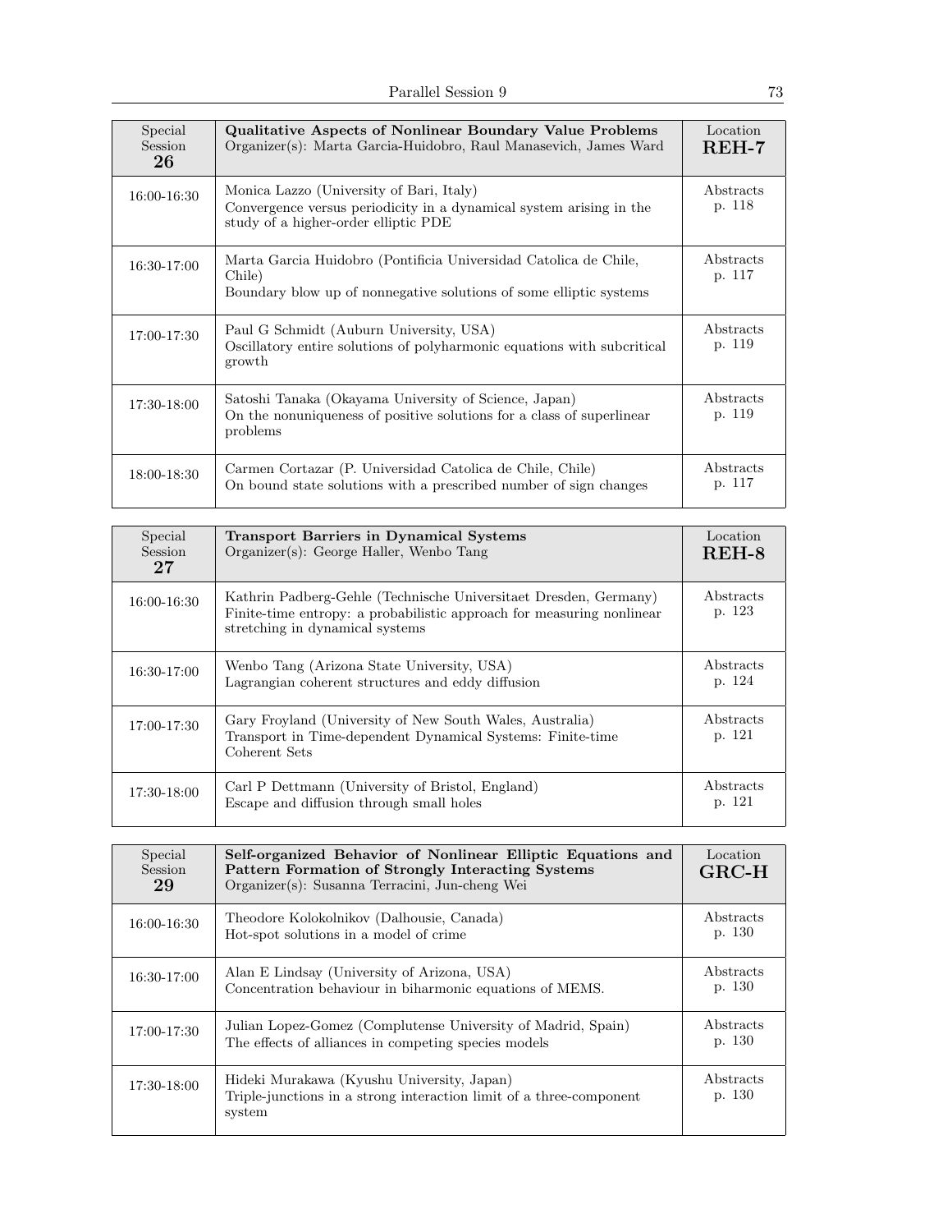| Special Session 26 | **Qualitative Aspects of Nonlinear Boundary Value Problems** Organizer(s): Marta Garcia-Huidobro, Raul Manasevich, James Ward | Location **REH-7** |
|---|---|---|
| 16:00-16:30 | Monica Lazzo (University of Bari, Italy) Convergence versus periodicity in a dynamical system arising in the study of a higher-order elliptic PDE | Abstracts p. 118 |
| 16:30-17:00 | Marta Garcia Huidobro (Pontificia Universidad Catolica de Chile, Chile) Boundary blow up of nonnegative solutions of some elliptic systems | Abstracts p. 117 |
| 17:00-17:30 | Paul G Schmidt (Auburn University, USA) Oscillatory entire solutions of polyharmonic equations with subcritical growth | Abstracts p. 119 |
| 17:30-18:00 | Satoshi Tanaka (Okayama University of Science, Japan) On the nonuniqueness of positive solutions for a class of superlinear problems | Abstracts p. 119 |
| 18:00-18:30 | Carmen Cortazar (P. Universidad Catolica de Chile, Chile) On bound state solutions with a prescribed number of sign changes | Abstracts p. 117 |

| Special Session 27 | **Transport Barriers in Dynamical Systems** Organizer(s): George Haller, Wenbo Tang | Location **REH-8** |
|---|---|---|
| 16:00-16:30 | Kathrin Padberg-Gehle (Technische Universitaet Dresden, Germany) Finite-time entropy: a probabilistic approach for measuring nonlinear stretching in dynamical systems | Abstracts p. 123 |
| 16:30-17:00 | Wenbo Tang (Arizona State University, USA) Lagrangian coherent structures and eddy diffusion | Abstracts p. 124 |
| 17:00-17:30 | Gary Froyland (University of New South Wales, Australia) Transport in Time-dependent Dynamical Systems: Finite-time Coherent Sets | Abstracts p. 121 |
| 17:30-18:00 | Carl P Dettmann (University of Bristol, England) Escape and diffusion through small holes | Abstracts p. 121 |

| Special Session 29 | **Self-organized Behavior of Nonlinear Elliptic Equations and Pattern Formation of Strongly Interacting Systems** Organizer(s): Susanna Terracini, Jun-cheng Wei | Location **GRC-H** |
|---|---|---|
| 16:00-16:30 | Theodore Kolokolnikov (Dalhousie, Canada) Hot-spot solutions in a model of crime | Abstracts p. 130 |
| 16:30-17:00 | Alan E Lindsay (University of Arizona, USA) Concentration behaviour in biharmonic equations of MEMS. | Abstracts p. 130 |
| 17:00-17:30 | Julian Lopez-Gomez (Complutense University of Madrid, Spain) The effects of alliances in competing species models | Abstracts p. 130 |
| 17:30-18:00 | Hideki Murakawa (Kyushu University, Japan) Triple-junctions in a strong interaction limit of a three-component system | Abstracts p. 130 |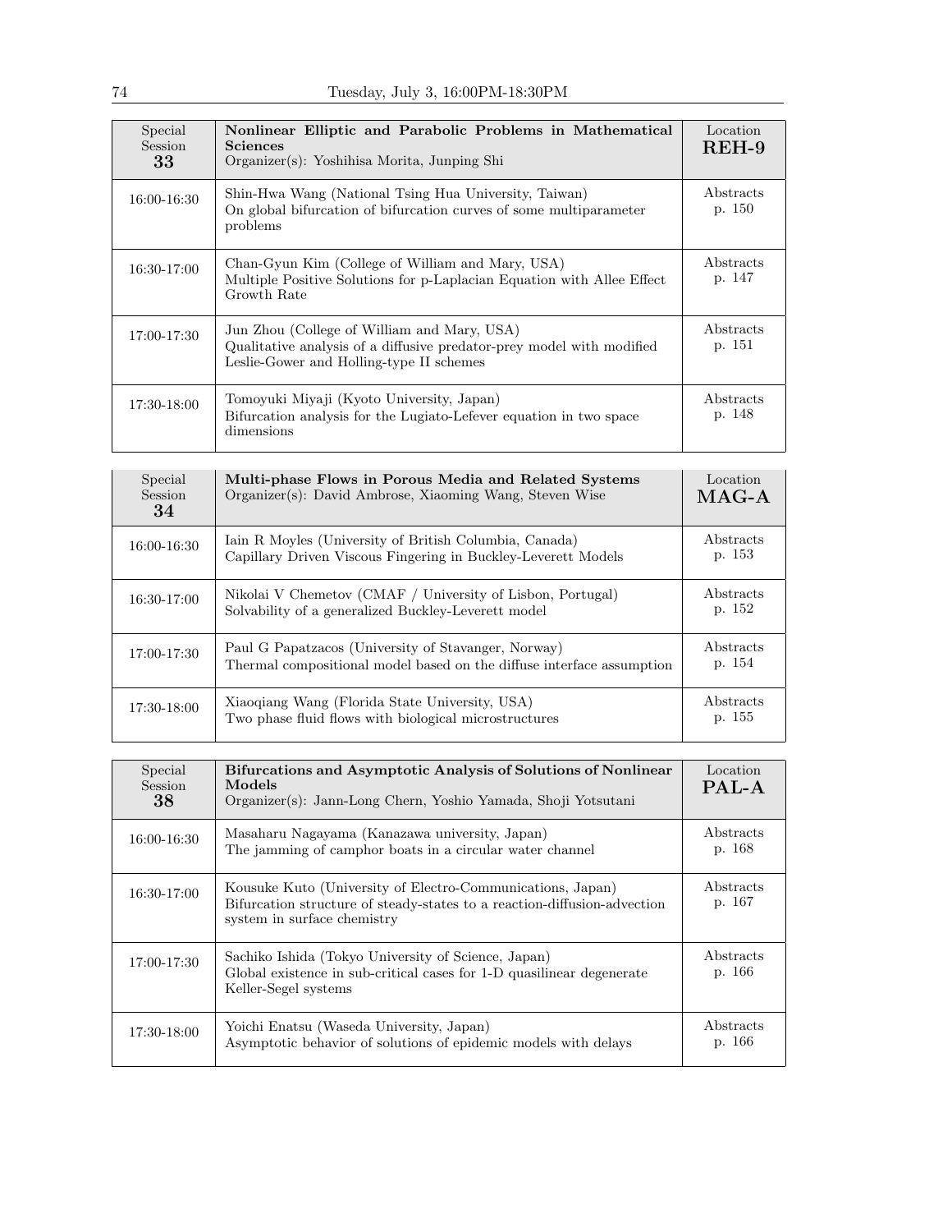| Special Session 33 | **Nonlinear Elliptic and Parabolic Problems in Mathematical Sciences** Organizer(s): Yoshihisa Morita, Junping Shi | Location **REH-9** |
|---|---|---|
| 16:00-16:30 | Shin-Hwa Wang (National Tsing Hua University, Taiwan) On global bifurcation of bifurcation curves of some multiparameter problems | Abstracts p. 150 |
| 16:30-17:00 | Chan-Gyun Kim (College of William and Mary, USA) Multiple Positive Solutions for p-Laplacian Equation with Allee Effect Growth Rate | Abstracts p. 147 |
| 17:00-17:30 | Jun Zhou (College of William and Mary, USA) Qualitative analysis of a diffusive predator-prey model with modified Leslie-Gower and Holling-type II schemes | Abstracts p. 151 |
| 17:30-18:00 | Tomoyuki Miyaji (Kyoto University, Japan) Bifurcation analysis for the Lugiato-Lefever equation in two space dimensions | Abstracts p. 148 |

| Special Session 34 | **Multi-phase Flows in Porous Media and Related Systems** Organizer(s): David Ambrose, Xiaoming Wang, Steven Wise | Location **MAG-A** |
|---|---|---|
| 16:00-16:30 | Iain R Moyles (University of British Columbia, Canada) Capillary Driven Viscous Fingering in Buckley-Leverett Models | Abstracts p. 153 |
| 16:30-17:00 | Nikolai V Chemetov (CMAF / University of Lisbon, Portugal) Solvability of a generalized Buckley-Leverett model | Abstracts p. 152 |
| 17:00-17:30 | Paul G Papatzacos (University of Stavanger, Norway) Thermal compositional model based on the diffuse interface assumption | Abstracts p. 154 |
| 17:30-18:00 | Xiaoqiang Wang (Florida State University, USA) Two phase fluid flows with biological microstructures | Abstracts p. 155 |

| Special Session 38 | **Bifurcations and Asymptotic Analysis of Solutions of Nonlinear Models** Organizer(s): Jann-Long Chern, Yoshio Yamada, Shoji Yotsutani | Location **PAL-A** |
|---|---|---|
| 16:00-16:30 | Masaharu Nagayama (Kanazawa university, Japan) The jamming of camphor boats in a circular water channel | Abstracts p. 168 |
| 16:30-17:00 | Kousuke Kuto (University of Electro-Communications, Japan) Bifurcation structure of steady-states to a reaction-diffusion-advection system in surface chemistry | Abstracts p. 167 |
| 17:00-17:30 | Sachiko Ishida (Tokyo University of Science, Japan) Global existence in sub-critical cases for 1-D quasilinear degenerate Keller-Segel systems | Abstracts p. 166 |
| 17:30-18:00 | Yoichi Enatsu (Waseda University, Japan) Asymptotic behavior of solutions of epidemic models with delays | Abstracts p. 166 |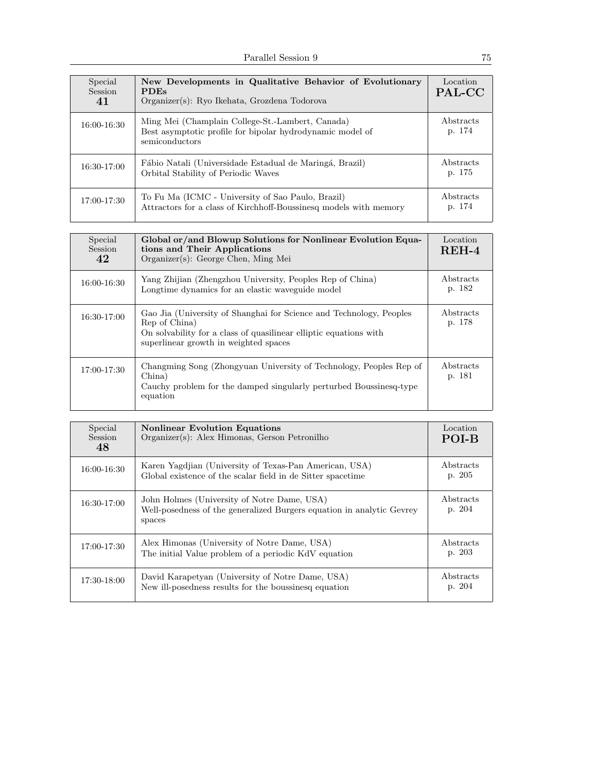| Special Session 41 | **New Developments in Qualitative Behavior of Evolutionary PDEs**<br>Organizer(s): Ryo Ikehata, Grozdena Todorova | Location **PAL-CC** |
| --- | --- | --- |
| 16:00-16:30 | Ming Mei (Champlain College-St.-Lambert, Canada)<br>Best asymptotic profile for bipolar hydrodynamic model of semiconductors | Abstracts p. 174 |
| 16:30-17:00 | Fábio Natali (Universidade Estadual de Maringá, Brazil)<br>Orbital Stability of Periodic Waves | Abstracts p. 175 |
| 17:00-17:30 | To Fu Ma (ICMC - University of Sao Paulo, Brazil)<br>Attractors for a class of Kirchhoff-Boussinesq models with memory | Abstracts p. 174 |

| Special Session 42 | **Global or/and Blowup Solutions for Nonlinear Evolution Equations and Their Applications**<br>Organizer(s): George Chen, Ming Mei | Location **REH-4** |
| --- | --- | --- |
| 16:00-16:30 | Yang Zhijian (Zhengzhou University, Peoples Rep of China)<br>Longtime dynamics for an elastic waveguide model | Abstracts p. 182 |
| 16:30-17:00 | Gao Jia (University of Shanghai for Science and Technology, Peoples Rep of China)<br>On solvability for a class of quasilinear elliptic equations with superlinear growth in weighted spaces | Abstracts p. 178 |
| 17:00-17:30 | Changming Song (Zhongyuan University of Technology, Peoples Rep of China)<br>Cauchy problem for the damped singularly perturbed Boussinesq-type equation | Abstracts p. 181 |

| Special Session 48 | **Nonlinear Evolution Equations**<br>Organizer(s): Alex Himonas, Gerson Petronilho | Location **POI-B** |
| --- | --- | --- |
| 16:00-16:30 | Karen Yagdjian (University of Texas-Pan American, USA)<br>Global existence of the scalar field in de Sitter spacetime | Abstracts p. 205 |
| 16:30-17:00 | John Holmes (University of Notre Dame, USA)<br>Well-posedness of the generalized Burgers equation in analytic Gevrey spaces | Abstracts p. 204 |
| 17:00-17:30 | Alex Himonas (University of Notre Dame, USA)<br>The initial Value problem of a periodic KdV equation | Abstracts p. 203 |
| 17:30-18:00 | David Karapetyan (University of Notre Dame, USA)<br>New ill-posedness results for the boussinesq equation | Abstracts p. 204 |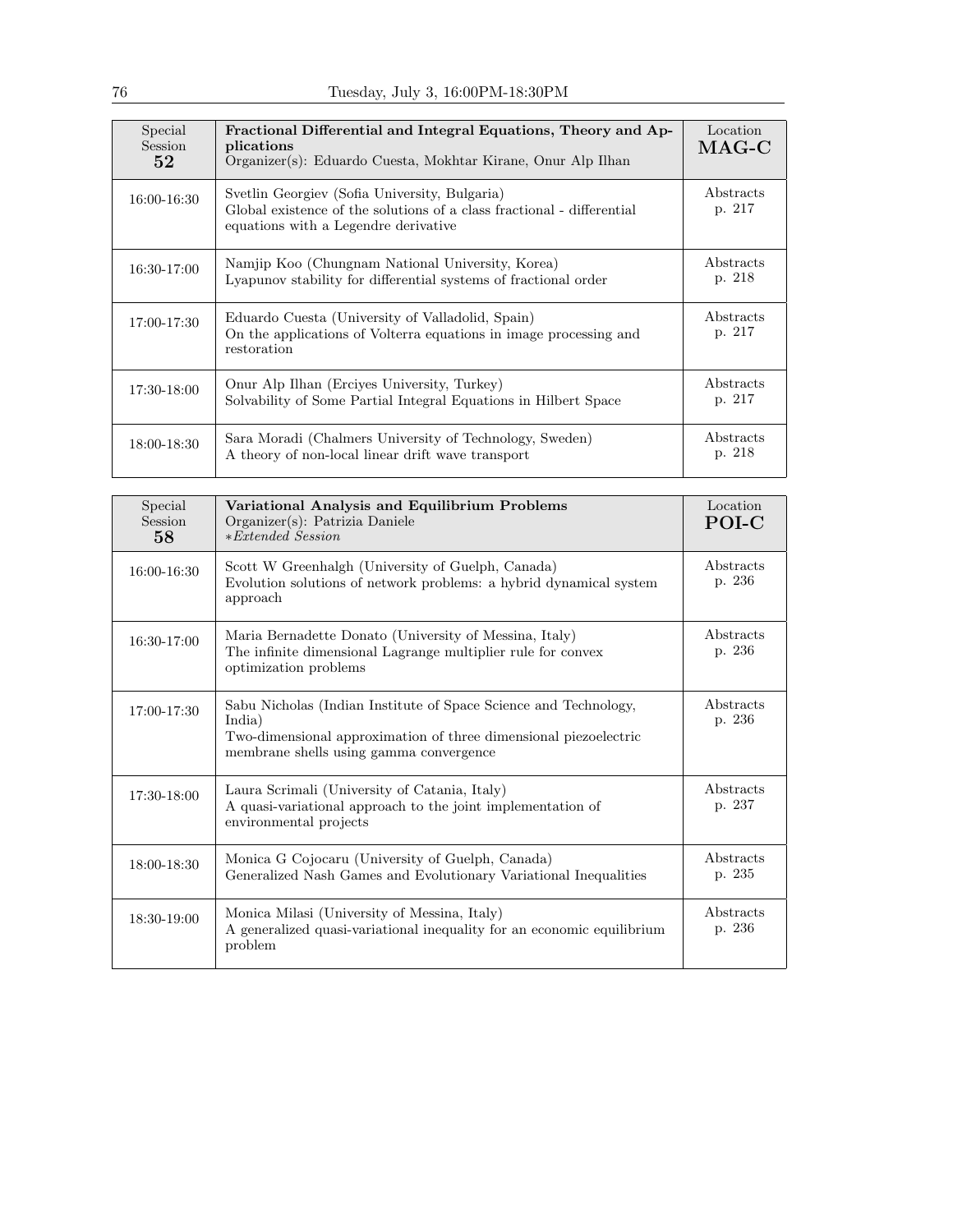| Special Session 52 | **Fractional Differential and Integral Equations, Theory and Applications**<br>Organizer(s): Eduardo Cuesta, Mokhtar Kirane, Onur Alp Ilhan | Location **MAG-C** |
|---|---|---|
| 16:00-16:30 | Svetlin Georgiev (Sofia University, Bulgaria)<br>Global existence of the solutions of a class fractional - differential equations with a Legendre derivative | Abstracts p. 217 |
| 16:30-17:00 | Namjip Koo (Chungnam National University, Korea)<br>Lyapunov stability for differential systems of fractional order | Abstracts p. 218 |
| 17:00-17:30 | Eduardo Cuesta (University of Valladolid, Spain)<br>On the applications of Volterra equations in image processing and restoration | Abstracts p. 217 |
| 17:30-18:00 | Onur Alp Ilhan (Erciyes University, Turkey)<br>Solvability of Some Partial Integral Equations in Hilbert Space | Abstracts p. 217 |
| 18:00-18:30 | Sara Moradi (Chalmers University of Technology, Sweden)<br>A theory of non-local linear drift wave transport | Abstracts p. 218 |

| Special Session 58 | **Variational Analysis and Equilibrium Problems**<br>Organizer(s): Patrizia Daniele<br>**Extended Session* | Location **POI-C** |
|---|---|---|
| 16:00-16:30 | Scott W Greenhalgh (University of Guelph, Canada)<br>Evolution solutions of network problems: a hybrid dynamical system approach | Abstracts p. 236 |
| 16:30-17:00 | Maria Bernadette Donato (University of Messina, Italy)<br>The infinite dimensional Lagrange multiplier rule for convex optimization problems | Abstracts p. 236 |
| 17:00-17:30 | Sabu Nicholas (Indian Institute of Space Science and Technology, India)<br>Two-dimensional approximation of three dimensional piezoelectric membrane shells using gamma convergence | Abstracts p. 236 |
| 17:30-18:00 | Laura Scrimali (University of Catania, Italy)<br>A quasi-variational approach to the joint implementation of environmental projects | Abstracts p. 237 |
| 18:00-18:30 | Monica G Cojocaru (University of Guelph, Canada)<br>Generalized Nash Games and Evolutionary Variational Inequalities | Abstracts p. 235 |
| 18:30-19:00 | Monica Milasi (University of Messina, Italy)<br>A generalized quasi-variational inequality for an economic equilibrium problem | Abstracts p. 236 |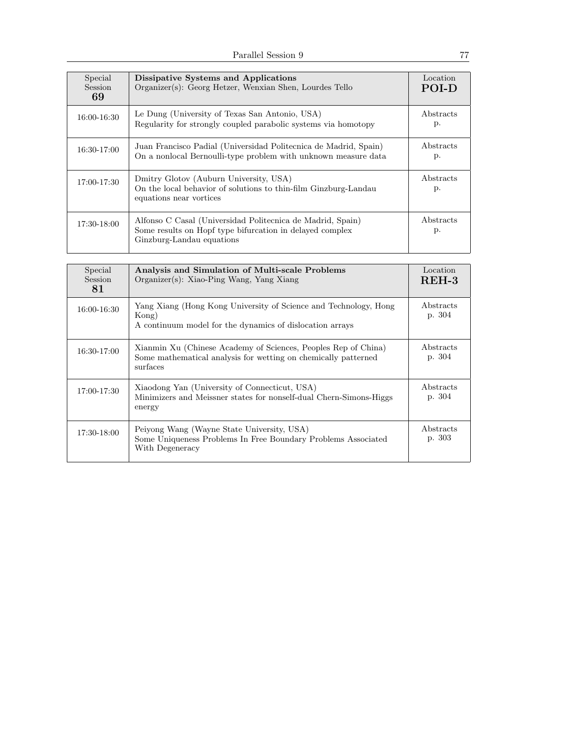| Special Session **69** | **Dissipative Systems and Applications** Organizer(s): Georg Hetzer, Wenxian Shen, Lourdes Tello | Location **POI-D** |
| --- | --- | --- |
| 16:00-16:30 | Le Dung (University of Texas San Antonio, USA) Regularity for strongly coupled parabolic systems via homotopy | Abstracts p. |
| 16:30-17:00 | Juan Francisco Padial (Universidad Politecnica de Madrid, Spain) On a nonlocal Bernoulli-type problem with unknown measure data | Abstracts p. |
| 17:00-17:30 | Dmitry Glotov (Auburn University, USA) On the local behavior of solutions to thin-film Ginzburg-Landau equations near vortices | Abstracts p. |
| 17:30-18:00 | Alfonso C Casal (Universidad Politecnica de Madrid, Spain) Some results on Hopf type bifurcation in delayed complex Ginzburg-Landau equations | Abstracts p. |

| Special Session **81** | **Analysis and Simulation of Multi-scale Problems** Organizer(s): Xiao-Ping Wang, Yang Xiang | Location **REH-3** |
| --- | --- | --- |
| 16:00-16:30 | Yang Xiang (Hong Kong University of Science and Technology, Hong Kong) A continuum model for the dynamics of dislocation arrays | Abstracts p. 304 |
| 16:30-17:00 | Xianmin Xu (Chinese Academy of Sciences, Peoples Rep of China) Some mathematical analysis for wetting on chemically patterned surfaces | Abstracts p. 304 |
| 17:00-17:30 | Xiaodong Yan (University of Connecticut, USA) Minimizers and Meissner states for nonself-dual Chern-Simons-Higgs energy | Abstracts p. 304 |
| 17:30-18:00 | Peiyong Wang (Wayne State University, USA) Some Uniqueness Problems In Free Boundary Problems Associated With Degeneracy | Abstracts p. 303 |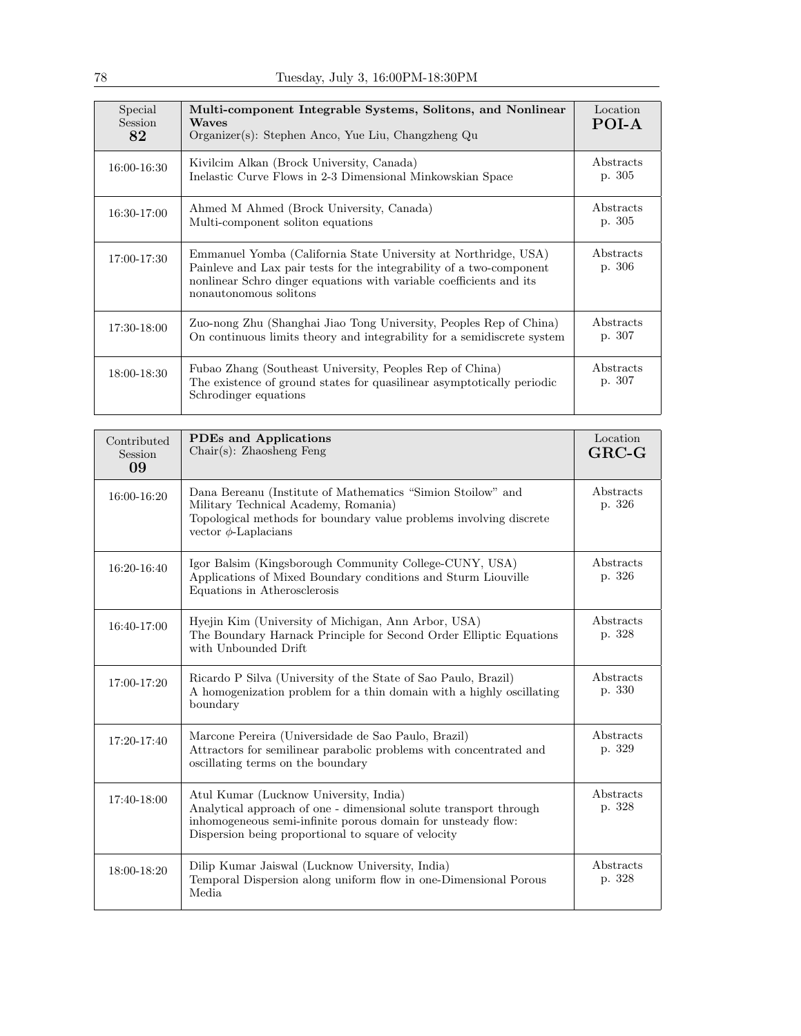| Special Session 82 | **Multi-component Integrable Systems, Solitons, and Nonlinear Waves** Organizer(s): Stephen Anco, Yue Liu, Changzheng Qu | Location **POI-A** |
|---|---|---|
| 16:00-16:30 | Kivilcim Alkan (Brock University, Canada) Inelastic Curve Flows in 2-3 Dimensional Minkowskian Space | Abstracts p. 305 |
| 16:30-17:00 | Ahmed M Ahmed (Brock University, Canada) Multi-component soliton equations | Abstracts p. 305 |
| 17:00-17:30 | Emmanuel Yomba (California State University at Northridge, USA) Painleve and Lax pair tests for the integrability of a two-component nonlinear Schro dinger equations with variable coefficients and its nonautonomous solitons | Abstracts p. 306 |
| 17:30-18:00 | Zuo-nong Zhu (Shanghai Jiao Tong University, Peoples Rep of China) On continuous limits theory and integrability for a semidiscrete system | Abstracts p. 307 |
| 18:00-18:30 | Fubao Zhang (Southeast University, Peoples Rep of China) The existence of ground states for quasilinear asymptotically periodic Schrodinger equations | Abstracts p. 307 |

| Contributed Session 09 | **PDEs and Applications** Chair(s): Zhaosheng Feng | Location **GRC-G** |
|---|---|---|
| 16:00-16:20 | Dana Bereanu (Institute of Mathematics "Simion Stoilow" and Military Technical Academy, Romania) Topological methods for boundary value problems involving discrete vector $\phi$-Laplacians | Abstracts p. 326 |
| 16:20-16:40 | Igor Balsim (Kingsborough Community College-CUNY, USA) Applications of Mixed Boundary conditions and Sturm Liouville Equations in Atherosclerosis | Abstracts p. 326 |
| 16:40-17:00 | Hyejin Kim (University of Michigan, Ann Arbor, USA) The Boundary Harnack Principle for Second Order Elliptic Equations with Unbounded Drift | Abstracts p. 328 |
| 17:00-17:20 | Ricardo P Silva (University of the State of Sao Paulo, Brazil) A homogenization problem for a thin domain with a highly oscillating boundary | Abstracts p. 330 |
| 17:20-17:40 | Marcone Pereira (Universidade de Sao Paulo, Brazil) Attractors for semilinear parabolic problems with concentrated and oscillating terms on the boundary | Abstracts p. 329 |
| 17:40-18:00 | Atul Kumar (Lucknow University, India) Analytical approach of one - dimensional solute transport through inhomogeneous semi-infinite porous domain for unsteady flow: Dispersion being proportional to square of velocity | Abstracts p. 328 |
| 18:00-18:20 | Dilip Kumar Jaiswal (Lucknow University, India) Temporal Dispersion along uniform flow in one-Dimensional Porous Media | Abstracts p. 328 |